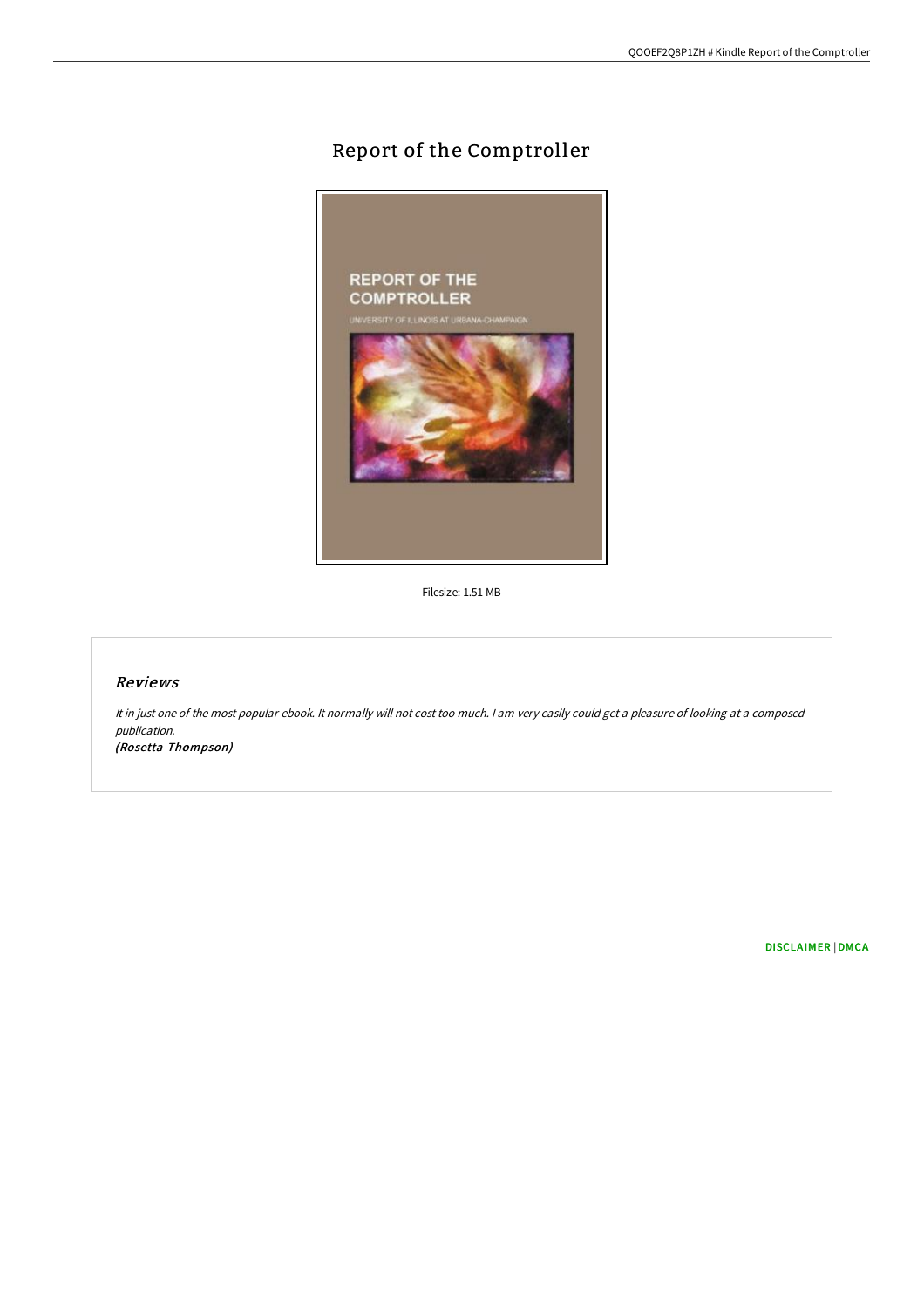# Report of the Comptroller

Filesize: 1.51 MB

## *Reviews*

*It in just one of the most popular ebook. It normally will not cost too much. I am very easily could get a pleasure of looking at a composed publication.*

***(Rosetta Thompson)***

[DISCLAIMER](#) | [DMCA](#)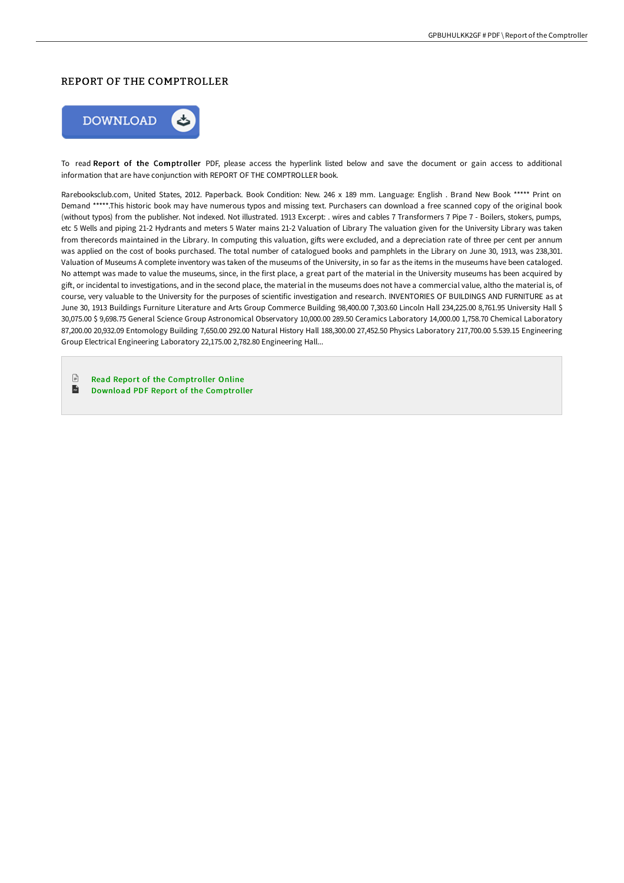# REPORT OF THE COMPTROLLER

To read **Report of the Comptroller** PDF, please access the hyperlink listed below and save the document or gain access to additional information that are have conjunction with REPORT OF THE COMPTROLLER book.

Rarebooksclub.com, United States, 2012. Paperback. Book Condition: New. 246 x 189 mm. Language: English . Brand New Book ***** Print on Demand *****.This historic book may have numerous typos and missing text. Purchasers can download a free scanned copy of the original book (without typos) from the publisher. Not indexed. Not illustrated. 1913 Excerpt: . wires and cables 7 Transformers 7 Pipe 7 - Boilers, stokers, pumps, etc 5 Wells and piping 21-2 Hydrants and meters 5 Water mains 21-2 Valuation of Library The valuation given for the University Library was taken from therecords maintained in the Library. In computing this valuation, gifts were excluded, and a depreciation rate of three per cent per annum was applied on the cost of books purchased. The total number of catalogued books and pamphlets in the Library on June 30, 1913, was 238,301. Valuation of Museums A complete inventory was taken of the museums of the University, in so far as the items in the museums have been cataloged. No attempt was made to value the museums, since, in the first place, a great part of the material in the University museums has been acquired by gift, or incidental to investigations, and in the second place, the material in the museums does not have a commercial value, altho the material is, of course, very valuable to the University for the purposes of scientific investigation and research. INVENTORIES OF BUILDINGS AND FURNITURE as at June 30, 1913 Buildings Furniture Literature and Arts Group Commerce Building 98,400.00 7,303.60 Lincoln Hall 234,225.00 8,761.95 University Hall $ 30,075.00 $ 9,698.75 General Science Group Astronomical Observatory 10,000.00 289.50 Ceramics Laboratory 14,000.00 1,758.70 Chemical Laboratory 87,200.00 20,932.09 Entomology Building 7,650.00 292.00 Natural History Hall 188,300.00 27,452.50 Physics Laboratory 217,700.00 5.539.15 Engineering Group Electrical Engineering Laboratory 22,175.00 2,782.80 Engineering Hall...

- Read Report of the Comptroller Online
- Download PDF Report of the Comptroller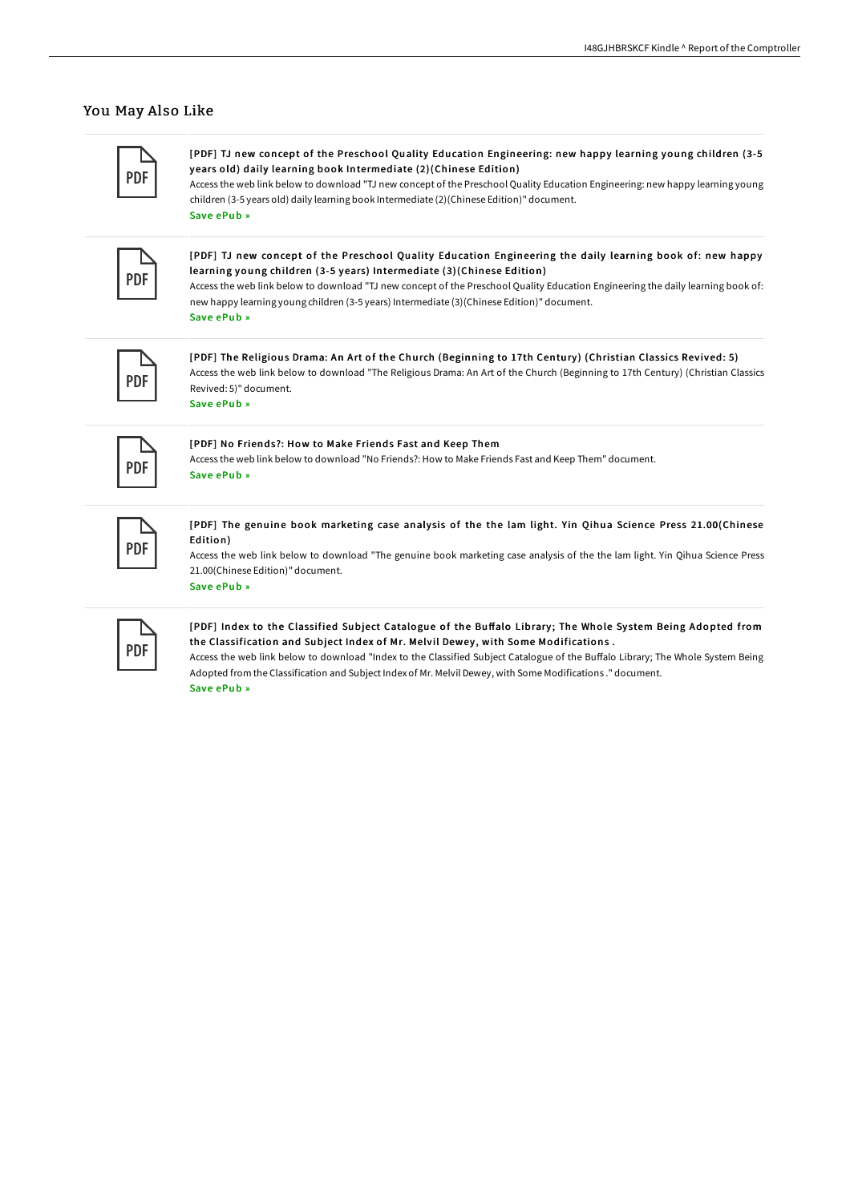## You May Also Like

**[PDF] TJ new concept of the Preschool Quality Education Engineering: new happy learning young children (3-5 years old) daily learning book Intermediate (2)(Chinese Edition)**

Access the web link below to download "TJ new concept of the Preschool Quality Education Engineering: new happy learning young children (3-5 years old) daily learning book Intermediate (2)(Chinese Edition)" document.

Save ePub »

**[PDF] TJ new concept of the Preschool Quality Education Engineering the daily learning book of: new happy learning young children (3-5 years) Intermediate (3)(Chinese Edition)**

Access the web link below to download "TJ new concept of the Preschool Quality Education Engineering the daily learning book of: new happy learning young children (3-5 years) Intermediate (3)(Chinese Edition)" document.

Save ePub »

**[PDF] The Religious Drama: An Art of the Church (Beginning to 17th Century) (Christian Classics Revived: 5)**

Access the web link below to download "The Religious Drama: An Art of the Church (Beginning to 17th Century) (Christian Classics Revived: 5)" document.

Save ePub »

**[PDF] No Friends?: How to Make Friends Fast and Keep Them**

Access the web link below to download "No Friends?: How to Make Friends Fast and Keep Them" document.

Save ePub »

**[PDF] The genuine book marketing case analysis of the the lam light. Yin Qihua Science Press 21.00(Chinese Edition)**

Access the web link below to download "The genuine book marketing case analysis of the the lam light. Yin Qihua Science Press 21.00(Chinese Edition)" document.

Save ePub »

**[PDF] Index to the Classified Subject Catalogue of the Buffalo Library; The Whole System Being Adopted from the Classification and Subject Index of Mr. Melvil Dewey, with Some Modifications .**

Access the web link below to download "Index to the Classified Subject Catalogue of the Buffalo Library; The Whole System Being Adopted from the Classification and Subject Index of Mr. Melvil Dewey, with Some Modifications ." document.

Save ePub »